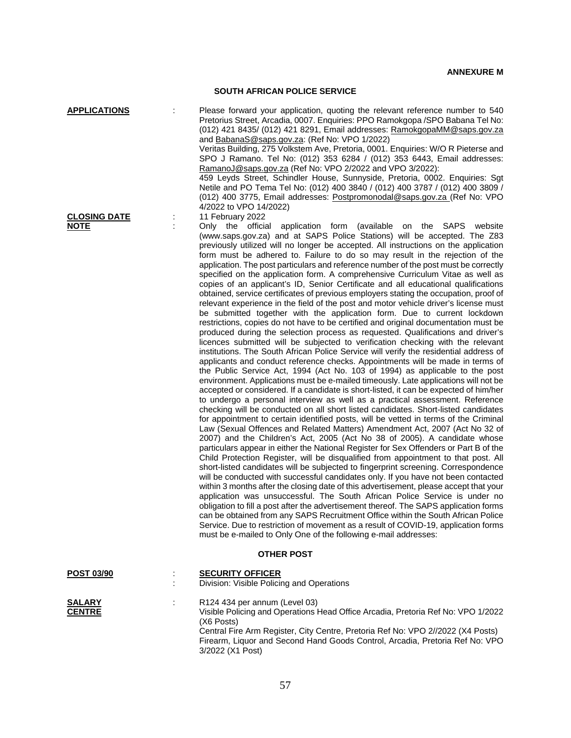**ANNEXURE M**

## SOUTH AFRICAN POLICE SERVICE

**APPLICATIONS** : Please forward your application, quoting the relevant reference number to 540 Pretorius Street, Arcadia, 0007. Enquiries: PPO Ramokgopa /SPO Babana Tel No: (012) 421 8435/ (012) 421 8291, Email addresses: RamokgopaMM@saps.gov.za and BabanaS@saps.gov.za: (Ref No: VPO 1/2022)
Veritas Building, 275 Volkstem Ave, Pretoria, 0001. Enquiries: W/O R Pieterse and SPO J Ramano. Tel No: (012) 353 6284 / (012) 353 6443, Email addresses: RamanoJ@saps.gov.za (Ref No: VPO 2/2022 and VPO 3/2022):
459 Leyds Street, Schindler House, Sunnyside, Pretoria, 0002. Enquiries: Sgt Netile and PO Tema Tel No: (012) 400 3840 / (012) 400 3787 / (012) 400 3809 / (012) 400 3775, Email addresses: Postpromonodal@saps.gov.za (Ref No: VPO 4/2022 to VPO 14/2022)

**CLOSING DATE** : 11 February 2022

**NOTE** : Only the official application form (available on the SAPS website (www.saps.gov.za) and at SAPS Police Stations) will be accepted. The Z83 previously utilized will no longer be accepted. All instructions on the application form must be adhered to. Failure to do so may result in the rejection of the application. The post particulars and reference number of the post must be correctly specified on the application form. A comprehensive Curriculum Vitae as well as copies of an applicant's ID, Senior Certificate and all educational qualifications obtained, service certificates of previous employers stating the occupation, proof of relevant experience in the field of the post and motor vehicle driver's license must be submitted together with the application form. Due to current lockdown restrictions, copies do not have to be certified and original documentation must be produced during the selection process as requested. Qualifications and driver's licences submitted will be subjected to verification checking with the relevant institutions. The South African Police Service will verify the residential address of applicants and conduct reference checks. Appointments will be made in terms of the Public Service Act, 1994 (Act No. 103 of 1994) as applicable to the post environment. Applications must be e-mailed timeously. Late applications will not be accepted or considered. If a candidate is short-listed, it can be expected of him/her to undergo a personal interview as well as a practical assessment. Reference checking will be conducted on all short listed candidates. Short-listed candidates for appointment to certain identified posts, will be vetted in terms of the Criminal Law (Sexual Offences and Related Matters) Amendment Act, 2007 (Act No 32 of 2007) and the Children's Act, 2005 (Act No 38 of 2005). A candidate whose particulars appear in either the National Register for Sex Offenders or Part B of the Child Protection Register, will be disqualified from appointment to that post. All short-listed candidates will be subjected to fingerprint screening. Correspondence will be conducted with successful candidates only. If you have not been contacted within 3 months after the closing date of this advertisement, please accept that your application was unsuccessful. The South African Police Service is under no obligation to fill a post after the advertisement thereof. The SAPS application forms can be obtained from any SAPS Recruitment Office within the South African Police Service. Due to restriction of movement as a result of COVID-19, application forms must be e-mailed to Only One of the following e-mail addresses:

## OTHER POST

**POST 03/90** : **SECURITY OFFICER**
: Division: Visible Policing and Operations

**SALARY** : R124 434 per annum (Level 03)

**CENTRE** : Visible Policing and Operations Head Office Arcadia, Pretoria Ref No: VPO 1/2022 (X6 Posts)
Central Fire Arm Register, City Centre, Pretoria Ref No: VPO 2//2022 (X4 Posts)
Firearm, Liquor and Second Hand Goods Control, Arcadia, Pretoria Ref No: VPO 3/2022 (X1 Post)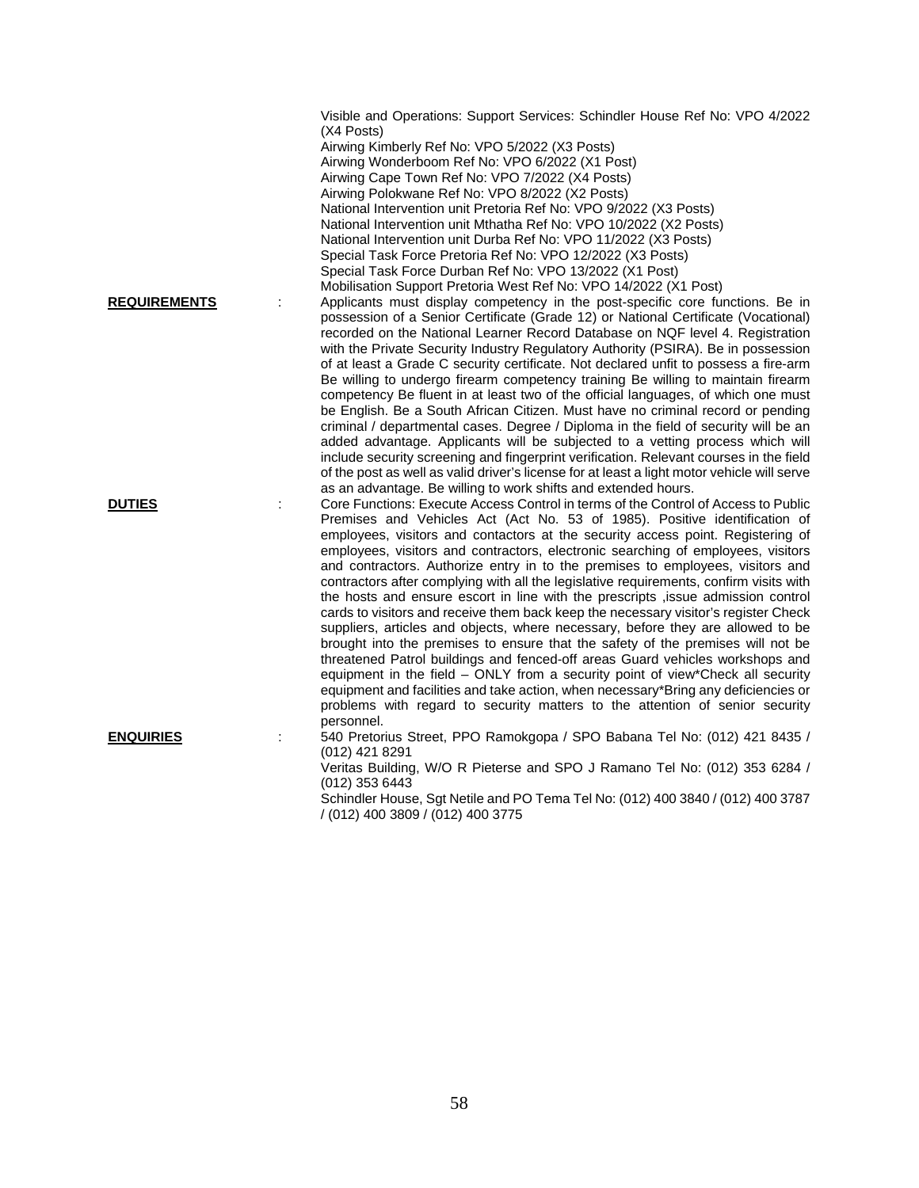Visible and Operations: Support Services: Schindler House Ref No: VPO 4/2022 (X4 Posts)
Airwing Kimberly Ref No: VPO 5/2022 (X3 Posts)
Airwing Wonderboom Ref No: VPO 6/2022 (X1 Post)
Airwing Cape Town Ref No: VPO 7/2022 (X4 Posts)
Airwing Polokwane Ref No: VPO 8/2022 (X2 Posts)
National Intervention unit Pretoria Ref No: VPO 9/2022 (X3 Posts)
National Intervention unit Mthatha Ref No: VPO 10/2022 (X2 Posts)
National Intervention unit Durba Ref No: VPO 11/2022 (X3 Posts)
Special Task Force Pretoria Ref No: VPO 12/2022 (X3 Posts)
Special Task Force Durban Ref No: VPO 13/2022 (X1 Post)
Mobilisation Support Pretoria West Ref No: VPO 14/2022 (X1 Post)

**REQUIREMENTS** : Applicants must display competency in the post-specific core functions. Be in possession of a Senior Certificate (Grade 12) or National Certificate (Vocational) recorded on the National Learner Record Database on NQF level 4. Registration with the Private Security Industry Regulatory Authority (PSIRA). Be in possession of at least a Grade C security certificate. Not declared unfit to possess a fire-arm Be willing to undergo firearm competency training Be willing to maintain firearm competency Be fluent in at least two of the official languages, of which one must be English. Be a South African Citizen. Must have no criminal record or pending criminal / departmental cases. Degree / Diploma in the field of security will be an added advantage. Applicants will be subjected to a vetting process which will include security screening and fingerprint verification. Relevant courses in the field of the post as well as valid driver's license for at least a light motor vehicle will serve as an advantage. Be willing to work shifts and extended hours.

**DUTIES** : Core Functions: Execute Access Control in terms of the Control of Access to Public Premises and Vehicles Act (Act No. 53 of 1985). Positive identification of employees, visitors and contactors at the security access point. Registering of employees, visitors and contractors, electronic searching of employees, visitors and contractors. Authorize entry in to the premises to employees, visitors and contractors after complying with all the legislative requirements, confirm visits with the hosts and ensure escort in line with the prescripts ,issue admission control cards to visitors and receive them back keep the necessary visitor's register Check suppliers, articles and objects, where necessary, before they are allowed to be brought into the premises to ensure that the safety of the premises will not be threatened Patrol buildings and fenced-off areas Guard vehicles workshops and equipment in the field – ONLY from a security point of view*Check all security equipment and facilities and take action, when necessary*Bring any deficiencies or problems with regard to security matters to the attention of senior security personnel.

**ENQUIRIES** : 540 Pretorius Street, PPO Ramokgopa / SPO Babana Tel No: (012) 421 8435 / (012) 421 8291
Veritas Building, W/O R Pieterse and SPO J Ramano Tel No: (012) 353 6284 / (012) 353 6443
Schindler House, Sgt Netile and PO Tema Tel No: (012) 400 3840 / (012) 400 3787 / (012) 400 3809 / (012) 400 3775